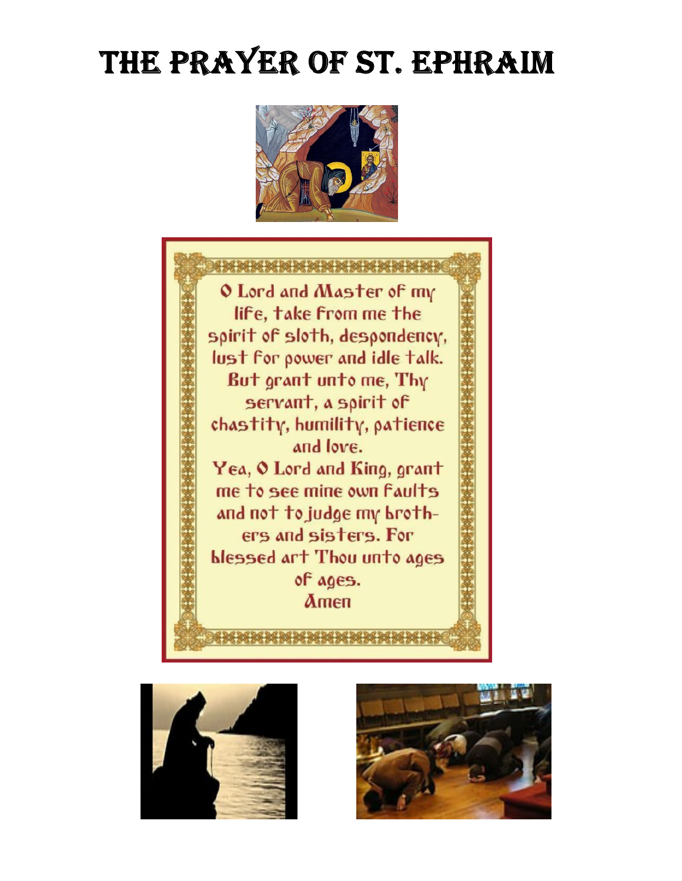# The Prayer of St. Ephraim

O Lord and Master of my life, take from me the spirit of sloth, despondency, lust for power and idle talk.
But grant unto me, Thy servant, a spirit of chastity, humility, patience and love.
Yea, O Lord and King, grant me to see mine own faults and not to judge my brothers and sisters. For blessed art Thou unto ages of ages.
Amen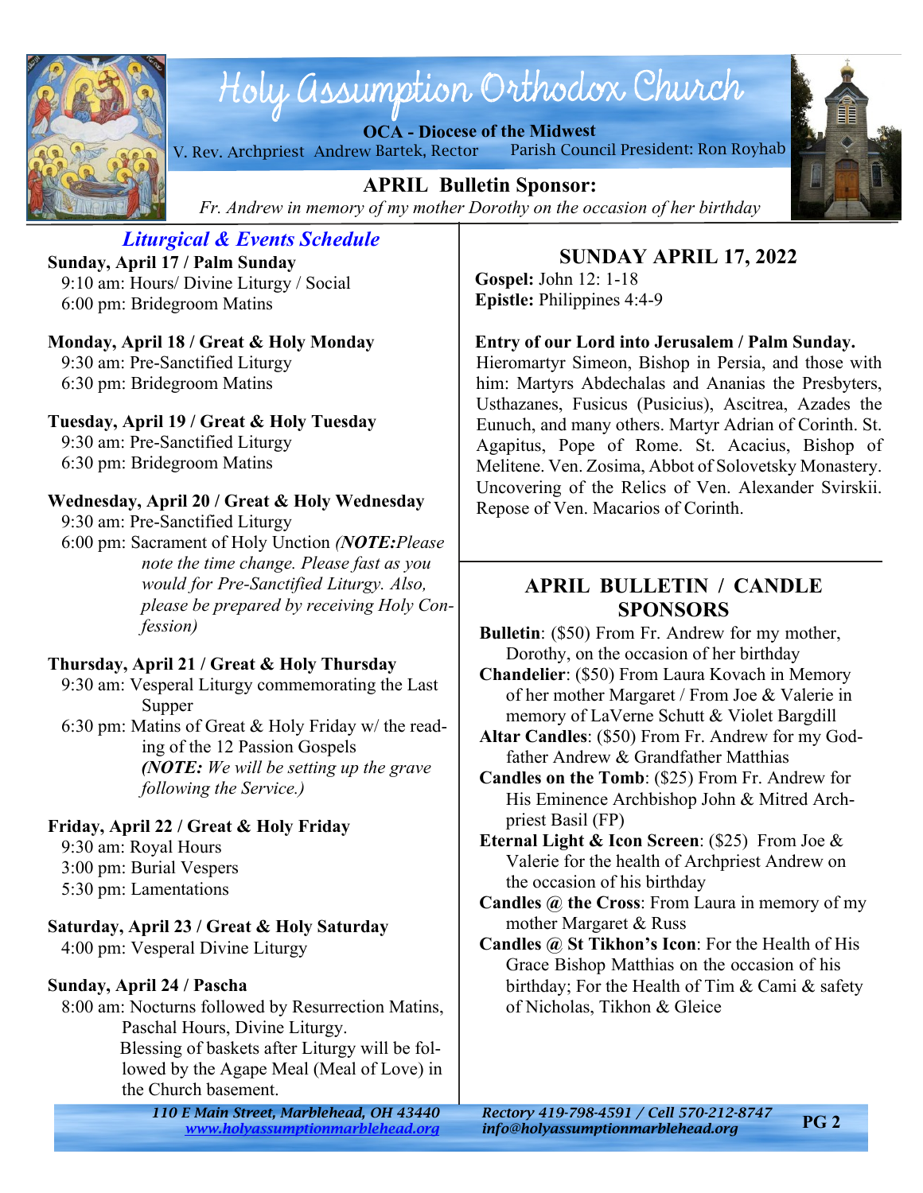# Holy Assumption Orthodox Church

**OCA - Diocese of the Midwest**

V. Rev. Archpriest Andrew Bartek, Rector     Parish Council President: Ron Royhab

## APRIL Bulletin Sponsor:

*Fr. Andrew in memory of my mother Dorothy on the occasion of her birthday*

## *Liturgical & Events Schedule*

**Sunday, April 17 / Palm Sunday**
9:10 am: Hours/ Divine Liturgy / Social
6:00 pm: Bridegroom Matins

**Monday, April 18 / Great & Holy Monday**
9:30 am: Pre-Sanctified Liturgy
6:30 pm: Bridegroom Matins

**Tuesday, April 19 / Great & Holy Tuesday**
9:30 am: Pre-Sanctified Liturgy
6:30 pm: Bridegroom Matins

**Wednesday, April 20 / Great & Holy Wednesday**
9:30 am: Pre-Sanctified Liturgy
6:00 pm: Sacrament of Holy Unction *(**NOTE:**Please note the time change. Please fast as you would for Pre-Sanctified Liturgy. Also, please be prepared by receiving Holy Confession)*

**Thursday, April 21 / Great & Holy Thursday**
9:30 am: Vesperal Liturgy commemorating the Last Supper
6:30 pm: Matins of Great & Holy Friday w/ the reading of the 12 Passion Gospels
*(**NOTE:** We will be setting up the grave following the Service.)*

**Friday, April 22 / Great & Holy Friday**
9:30 am: Royal Hours
3:00 pm: Burial Vespers
5:30 pm: Lamentations

**Saturday, April 23 / Great & Holy Saturday**
4:00 pm: Vesperal Divine Liturgy

**Sunday, April 24 / Pascha**
8:00 am: Nocturns followed by Resurrection Matins, Paschal Hours, Divine Liturgy.
Blessing of baskets after Liturgy will be followed by the Agape Meal (Meal of Love) in the Church basement.

## SUNDAY APRIL 17, 2022

**Gospel:** John 12: 1-18
**Epistle:** Philippines 4:4-9

**Entry of our Lord into Jerusalem / Palm Sunday.** Hieromartyr Simeon, Bishop in Persia, and those with him: Martyrs Abdechalas and Ananias the Presbyters, Usthazanes, Fusicus (Pusicius), Ascitrea, Azades the Eunuch, and many others. Martyr Adrian of Corinth. St. Agapitus, Pope of Rome. St. Acacius, Bishop of Melitene. Ven. Zosima, Abbot of Solovetsky Monastery. Uncovering of the Relics of Ven. Alexander Svirskii. Repose of Ven. Macarios of Corinth.

## APRIL BULLETIN / CANDLE SPONSORS

**Bulletin**: ($50) From Fr. Andrew for my mother, Dorothy, on the occasion of her birthday

**Chandelier**: ($50) From Laura Kovach in Memory of her mother Margaret / From Joe & Valerie in memory of LaVerne Schutt & Violet Bargdill

**Altar Candles**: ($50) From Fr. Andrew for my Godfather Andrew & Grandfather Matthias

**Candles on the Tomb**: ($25) From Fr. Andrew for His Eminence Archbishop John & Mitred Archpriest Basil (FP)

**Eternal Light & Icon Screen**: ($25) From Joe & Valerie for the health of Archpriest Andrew on the occasion of his birthday

**Candles @ the Cross**: From Laura in memory of my mother Margaret & Russ

**Candles @ St Tikhon's Icon**: For the Health of His Grace Bishop Matthias on the occasion of his birthday; For the Health of Tim & Cami & safety of Nicholas, Tikhon & Gleice

*110 E Main Street, Marblehead, OH 43440*
*www.holyassumptionmarblehead.org*
*Rectory 419-798-4591 / Cell 570-212-8747*
*info@holyassumptionmarblehead.org*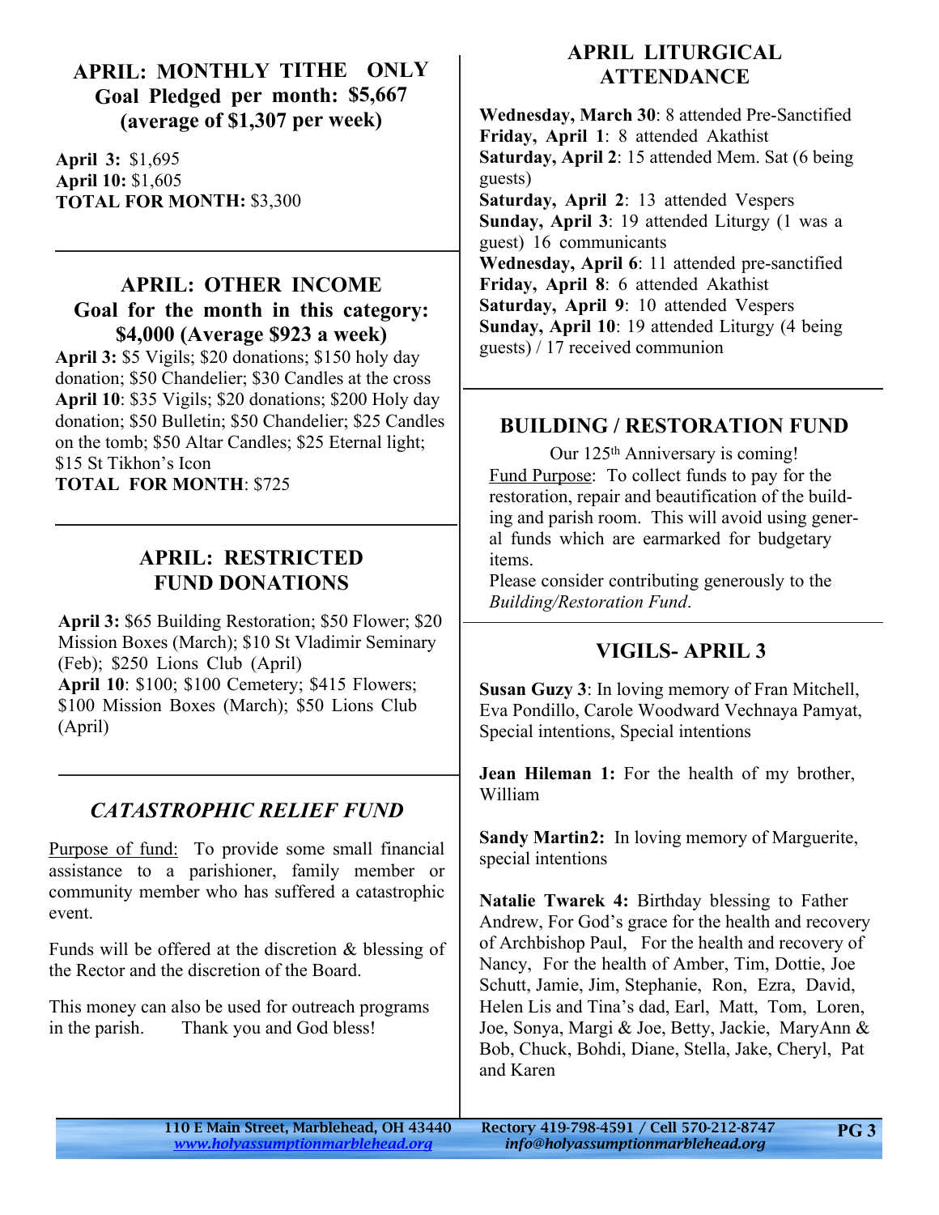## APRIL: MONTHLY TITHE ONLY
## Goal Pledged per month: $5,667 (average of $1,307 per week)

**April 3:** $1,695
**April 10:** $1,605
**TOTAL FOR MONTH:** $3,300

---

## APRIL: OTHER INCOME
## Goal for the month in this category: $4,000 (Average $923 a week)

**April 3:** $5 Vigils; $20 donations; $150 holy day donation; $50 Chandelier; $30 Candles at the cross
**April 10**: $35 Vigils; $20 donations; $200 Holy day donation; $50 Bulletin; $50 Chandelier; $25 Candles on the tomb; $50 Altar Candles; $25 Eternal light; $15 St Tikhon's Icon
**TOTAL FOR MONTH**: $725

---

## APRIL: RESTRICTED FUND DONATIONS

**April 3:** $65 Building Restoration; $50 Flower; $20 Mission Boxes (March); $10 St Vladimir Seminary (Feb); $250 Lions Club (April)
**April 10**: $100; $100 Cemetery; $415 Flowers; $100 Mission Boxes (March); $50 Lions Club (April)

---

## *CATASTROPHIC RELIEF FUND*

Purpose of fund: To provide some small financial assistance to a parishioner, family member or community member who has suffered a catastrophic event.

Funds will be offered at the discretion & blessing of the Rector and the discretion of the Board.

This money can also be used for outreach programs in the parish. Thank you and God bless!

## APRIL LITURGICAL ATTENDANCE

**Wednesday, March 30**: 8 attended Pre-Sanctified
**Friday, April 1**: 8 attended Akathist
**Saturday, April 2**: 15 attended Mem. Sat (6 being guests)
**Saturday, April 2**: 13 attended Vespers
**Sunday, April 3**: 19 attended Liturgy (1 was a guest) 16 communicants
**Wednesday, April 6**: 11 attended pre-sanctified
**Friday, April 8**: 6 attended Akathist
**Saturday, April 9**: 10 attended Vespers
**Sunday, April 10**: 19 attended Liturgy (4 being guests) / 17 received communion

---

## BUILDING / RESTORATION FUND

Our 125th Anniversary is coming!

Fund Purpose: To collect funds to pay for the restoration, repair and beautification of the building and parish room. This will avoid using general funds which are earmarked for budgetary items.

Please consider contributing generously to the *Building/Restoration Fund*.

---

## VIGILS- APRIL 3

**Susan Guzy 3**: In loving memory of Fran Mitchell, Eva Pondillo, Carole Woodward Vechnaya Pamyat, Special intentions, Special intentions

**Jean Hileman 1:** For the health of my brother, William

**Sandy Martin2:** In loving memory of Marguerite, special intentions

**Natalie Twarek 4:** Birthday blessing to Father Andrew, For God's grace for the health and recovery of Archbishop Paul, For the health and recovery of Nancy, For the health of Amber, Tim, Dottie, Joe Schutt, Jamie, Jim, Stephanie, Ron, Ezra, David, Helen Lis and Tina's dad, Earl, Matt, Tom, Loren, Joe, Sonya, Margi & Joe, Betty, Jackie, MaryAnn & Bob, Chuck, Bohdi, Diane, Stella, Jake, Cheryl, Pat and Karen

110 E Main Street, Marblehead, OH 43440 — www.holyassumptionmarblehead.org
Rectory 419-798-4591 / Cell 570-212-8747 — info@holyassumptionmarblehead.org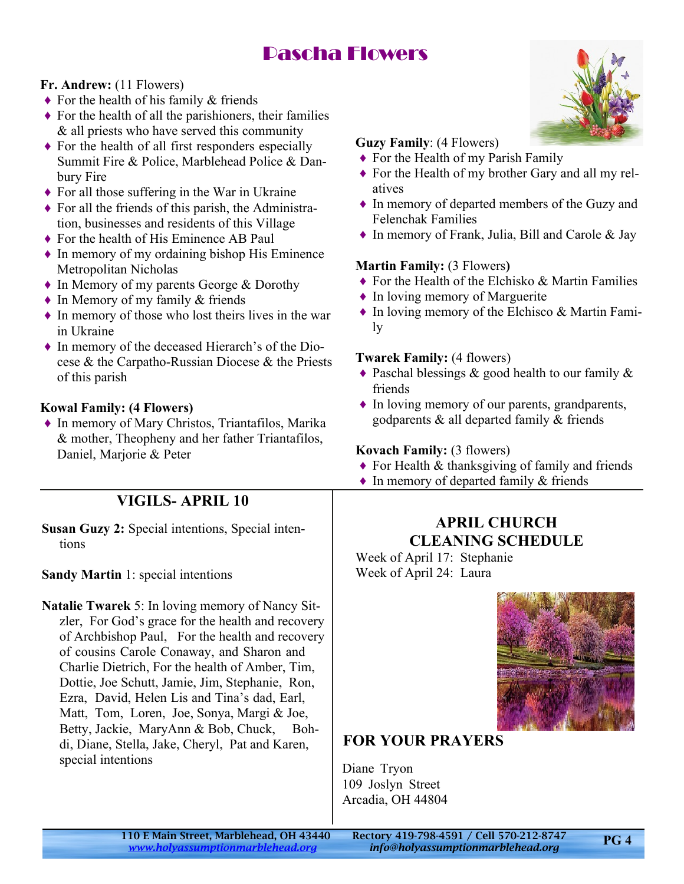# Pascha Flowers

**Fr. Andrew:** (11 Flowers)

- For the health of his family & friends
- For the health of all the parishioners, their families & all priests who have served this community
- For the health of all first responders especially Summit Fire & Police, Marblehead Police & Danbury Fire
- For all those suffering in the War in Ukraine
- For all the friends of this parish, the Administration, businesses and residents of this Village
- For the health of His Eminence AB Paul
- In memory of my ordaining bishop His Eminence Metropolitan Nicholas
- In Memory of my parents George & Dorothy
- In Memory of my family & friends
- In memory of those who lost theirs lives in the war in Ukraine
- In memory of the deceased Hierarch's of the Diocese & the Carpatho-Russian Diocese & the Priests of this parish

**Kowal Family: (4 Flowers)**

- In memory of Mary Christos, Triantafilos, Marika & mother, Theopheny and her father Triantafilos, Daniel, Marjorie & Peter

**Guzy Family**: (4 Flowers)

- For the Health of my Parish Family
- For the Health of my brother Gary and all my relatives
- In memory of departed members of the Guzy and Felenchak Families
- In memory of Frank, Julia, Bill and Carole & Jay

**Martin Family:** (3 Flowers**)**

- For the Health of the Elchisko & Martin Families
- In loving memory of Marguerite
- In loving memory of the Elchisco & Martin Family

**Twarek Family:** (4 flowers)

- Paschal blessings & good health to our family & friends
- In loving memory of our parents, grandparents, godparents & all departed family & friends

**Kovach Family:** (3 flowers)

- For Health & thanksgiving of family and friends
- In memory of departed family & friends

## VIGILS- APRIL 10

**Susan Guzy 2:** Special intentions, Special intentions

**Sandy Martin** 1: special intentions

**Natalie Twarek** 5: In loving memory of Nancy Sitzler, For God's grace for the health and recovery of Archbishop Paul, For the health and recovery of cousins Carole Conaway, and Sharon and Charlie Dietrich, For the health of Amber, Tim, Dottie, Joe Schutt, Jamie, Jim, Stephanie, Ron, Ezra, David, Helen Lis and Tina's dad, Earl, Matt, Tom, Loren, Joe, Sonya, Margi & Joe, Betty, Jackie, MaryAnn & Bob, Chuck, Bohdi, Diane, Stella, Jake, Cheryl, Pat and Karen, special intentions

## APRIL CHURCH CLEANING SCHEDULE

Week of April 17: Stephanie
Week of April 24: Laura

## FOR YOUR PRAYERS

Diane Tryon
109 Joslyn Street
Arcadia, OH 44804

110 E Main Street, Marblehead, OH 43440 — *www.holyassumptionmarblehead.org*
Rectory 419-798-4591 / Cell 570-212-8747 — *info@holyassumptionmarblehead.org*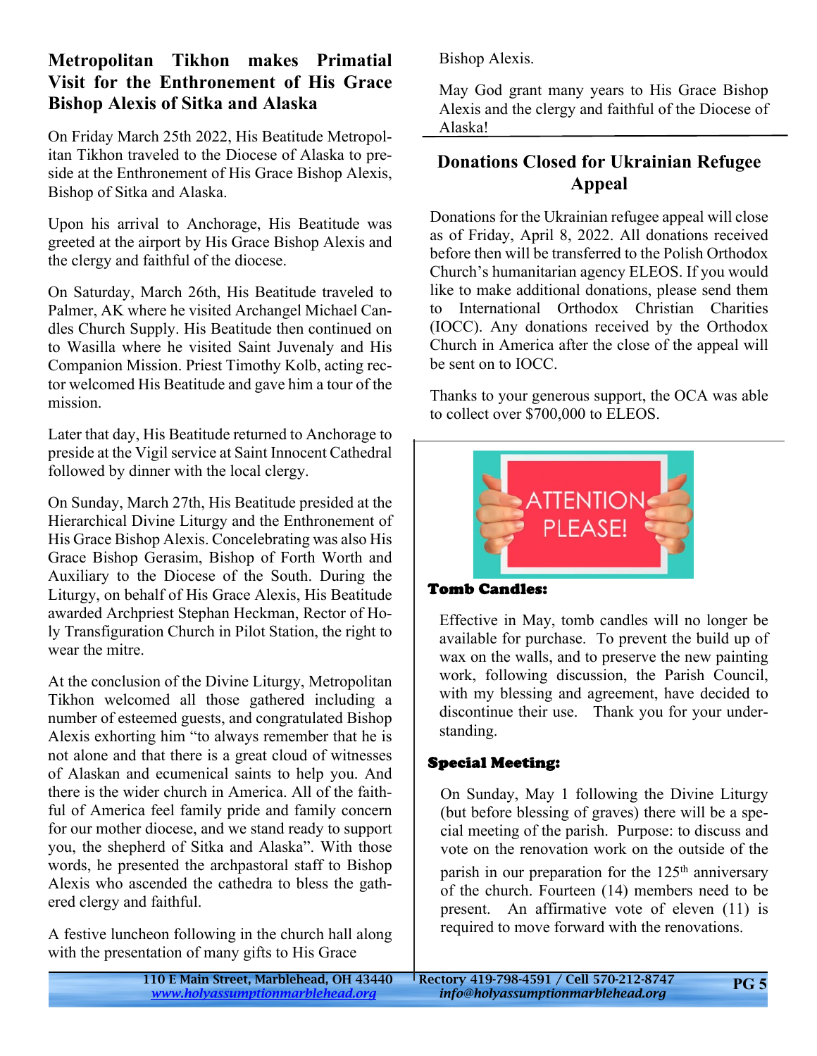## Metropolitan Tikhon makes Primatial Visit for the Enthronement of His Grace Bishop Alexis of Sitka and Alaska

On Friday March 25th 2022, His Beatitude Metropolitan Tikhon traveled to the Diocese of Alaska to preside at the Enthronement of His Grace Bishop Alexis, Bishop of Sitka and Alaska.

Upon his arrival to Anchorage, His Beatitude was greeted at the airport by His Grace Bishop Alexis and the clergy and faithful of the diocese.

On Saturday, March 26th, His Beatitude traveled to Palmer, AK where he visited Archangel Michael Candles Church Supply. His Beatitude then continued on to Wasilla where he visited Saint Juvenaly and His Companion Mission. Priest Timothy Kolb, acting rector welcomed His Beatitude and gave him a tour of the mission.

Later that day, His Beatitude returned to Anchorage to preside at the Vigil service at Saint Innocent Cathedral followed by dinner with the local clergy.

On Sunday, March 27th, His Beatitude presided at the Hierarchical Divine Liturgy and the Enthronement of His Grace Bishop Alexis. Concelebrating was also His Grace Bishop Gerasim, Bishop of Forth Worth and Auxiliary to the Diocese of the South. During the Liturgy, on behalf of His Grace Alexis, His Beatitude awarded Archpriest Stephan Heckman, Rector of Holy Transfiguration Church in Pilot Station, the right to wear the mitre.

At the conclusion of the Divine Liturgy, Metropolitan Tikhon welcomed all those gathered including a number of esteemed guests, and congratulated Bishop Alexis exhorting him "to always remember that he is not alone and that there is a great cloud of witnesses of Alaskan and ecumenical saints to help you. And there is the wider church in America. All of the faithful of America feel family pride and family concern for our mother diocese, and we stand ready to support you, the shepherd of Sitka and Alaska". With those words, he presented the archpastoral staff to Bishop Alexis who ascended the cathedra to bless the gathered clergy and faithful.

A festive luncheon following in the church hall along with the presentation of many gifts to His Grace Bishop Alexis.

May God grant many years to His Grace Bishop Alexis and the clergy and faithful of the Diocese of Alaska!

## Donations Closed for Ukrainian Refugee Appeal

Donations for the Ukrainian refugee appeal will close as of Friday, April 8, 2022. All donations received before then will be transferred to the Polish Orthodox Church's humanitarian agency ELEOS. If you would like to make additional donations, please send them to International Orthodox Christian Charities (IOCC). Any donations received by the Orthodox Church in America after the close of the appeal will be sent on to IOCC.

Thanks to your generous support, the OCA was able to collect over $700,000 to ELEOS.

**Tomb Candles:**

Effective in May, tomb candles will no longer be available for purchase. To prevent the build up of wax on the walls, and to preserve the new painting work, following discussion, the Parish Council, with my blessing and agreement, have decided to discontinue their use. Thank you for your understanding.

**Special Meeting:**

On Sunday, May 1 following the Divine Liturgy (but before blessing of graves) there will be a special meeting of the parish. Purpose: to discuss and vote on the renovation work on the outside of the parish in our preparation for the 125th anniversary of the church. Fourteen (14) members need to be present. An affirmative vote of eleven (11) is required to move forward with the renovations.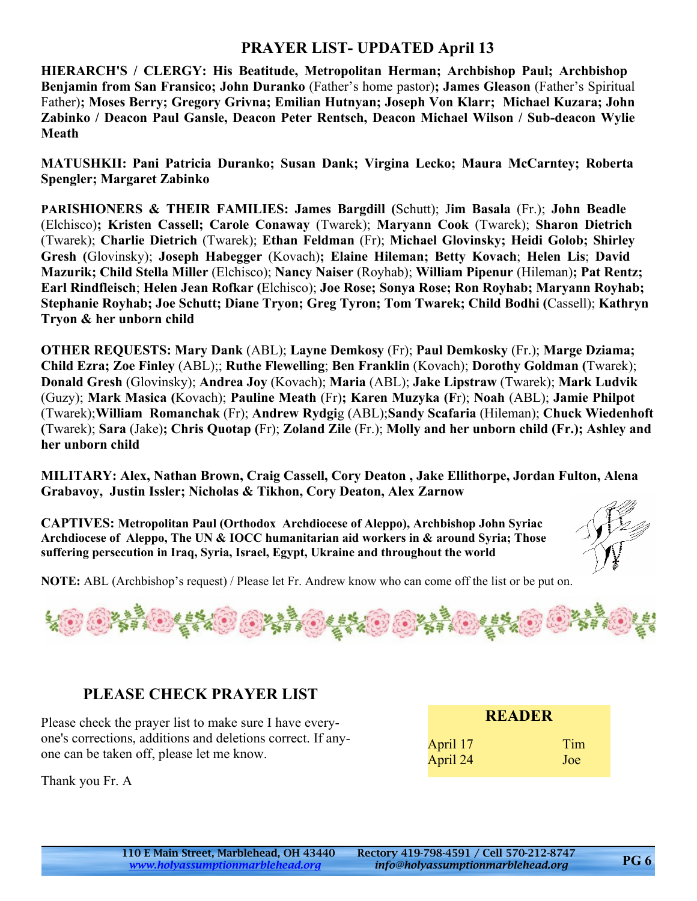## PRAYER LIST- UPDATED April 13

**HIERARCH'S / CLERGY: His Beatitude, Metropolitan Herman; Archbishop Paul; Archbishop Benjamin from San Fransico; John Duranko** (Father's home pastor)**; James Gleason** (Father's Spiritual Father)**; Moses Berry; Gregory Grivna; Emilian Hutnyan; Joseph Von Klarr; Michael Kuzara; John Zabinko / Deacon Paul Gansle, Deacon Peter Rentsch, Deacon Michael Wilson / Sub-deacon Wylie Meath**

**MATUSHKII: Pani Patricia Duranko; Susan Dank; Virgina Lecko; Maura McCarntey; Roberta Spengler; Margaret Zabinko**

**PARISHIONERS & THEIR FAMILIES: James Bargdill (**Schutt); J**im Basala** (Fr.); **John Beadle** (Elchisco)**; Kristen Cassell; Carole Conaway** (Twarek); **Maryann Cook** (Twarek); **Sharon Dietrich** (Twarek); **Charlie Dietrich** (Twarek); **Ethan Feldman** (Fr); **Michael Glovinsky; Heidi Golob; Shirley Gresh (**Glovinsky); **Joseph Habegger** (Kovach)**; Elaine Hileman; Betty Kovach**; **Helen Lis**; **David Mazurik; Child Stella Miller** (Elchisco); **Nancy Naiser** (Royhab); **William Pipenur** (Hileman)**; Pat Rentz; Earl Rindfleisch**; **Helen Jean Rofkar (**Elchisco); **Joe Rose; Sonya Rose; Ron Royhab; Maryann Royhab; Stephanie Royhab; Joe Schutt; Diane Tryon; Greg Tyron; Tom Twarek; Child Bodhi (**Cassell); **Kathryn Tryon & her unborn child**

**OTHER REQUESTS: Mary Dank** (ABL); **Layne Demkosy** (Fr); **Paul Demkosky** (Fr.); **Marge Dziama; Child Ezra; Zoe Finley** (ABL);; **Ruthe Flewelling**; **Ben Franklin** (Kovach); **Dorothy Goldman (**Twarek); **Donald Gresh** (Glovinsky); **Andrea Joy** (Kovach); **Maria** (ABL); **Jake Lipstraw** (Twarek); **Mark Ludvik** (Guzy); **Mark Masica (**Kovach); **Pauline Meath** (Fr)**; Karen Muzyka (F**r); **Noah** (ABL); **Jamie Philpot** (Twarek);**William Romanchak** (Fr); **Andrew Rydgi**g (ABL);**Sandy Scafaria** (Hileman); **Chuck Wiedenhoft (**Twarek); **Sara** (Jake)**; Chris Quotap (**Fr); **Zoland Zile** (Fr.); **Molly and her unborn child (Fr.); Ashley and her unborn child**

**MILITARY: Alex, Nathan Brown, Craig Cassell, Cory Deaton , Jake Ellithorpe, Jordan Fulton, Alena Grabavoy, Justin Issler; Nicholas & Tikhon, Cory Deaton, Alex Zarnow**

**CAPTIVES: Metropolitan Paul (Orthodox Archdiocese of Aleppo), Archbishop John Syriac Archdiocese of Aleppo, The UN & IOCC humanitarian aid workers in & around Syria; Those suffering persecution in Iraq, Syria, Israel, Egypt, Ukraine and throughout the world**

**NOTE:** ABL (Archbishop's request) / Please let Fr. Andrew know who can come off the list or be put on.

### PLEASE CHECK PRAYER LIST

Please check the prayer list to make sure I have everyone's corrections, additions and deletions correct. If anyone can be taken off, please let me know.

Thank you Fr. A

| READER | |
|---|---|
| April 17 | Tim |
| April 24 | Joe |

110 E Main Street, Marblehead, OH 43440 — www.holyassumptionmarblehead.org
Rectory 419-798-4591 / Cell 570-212-8747 — info@holyassumptionmarblehead.org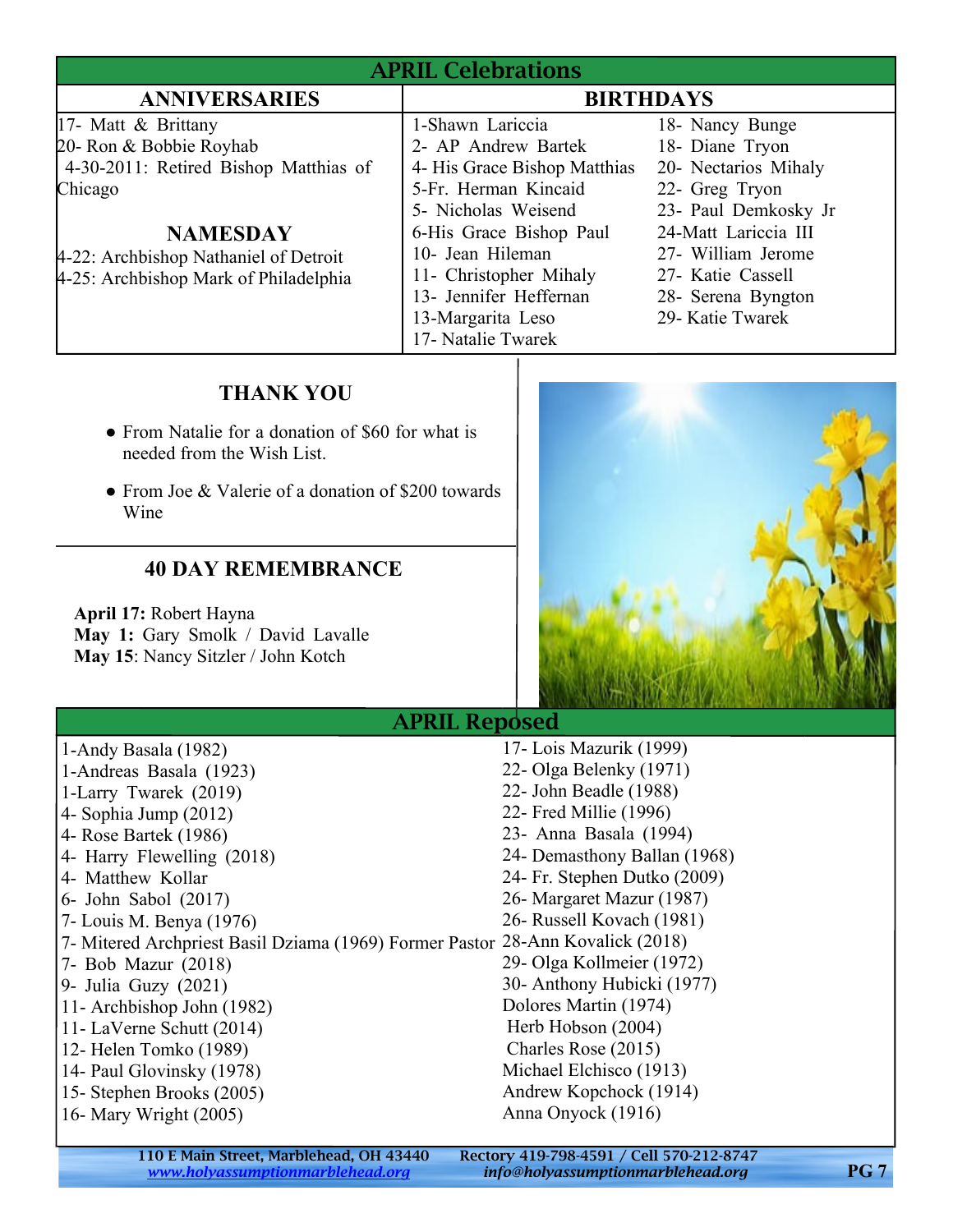## APRIL Celebrations

### ANNIVERSARIES

17- Matt & Brittany
20- Ron & Bobbie Royhab
4-30-2011: Retired Bishop Matthias of Chicago

### NAMESDAY

4-22: Archbishop Nathaniel of Detroit
4-25: Archbishop Mark of Philadelphia

### BIRTHDAYS

1-Shawn Lariccia
2- AP Andrew Bartek
4- His Grace Bishop Matthias
5-Fr. Herman Kincaid
5- Nicholas Weisend
6-His Grace Bishop Paul
10- Jean Hileman
11- Christopher Mihaly
13- Jennifer Heffernan
13-Margarita Leso
17- Natalie Twarek
18- Nancy Bunge
18- Diane Tryon
20- Nectarios Mihaly
22- Greg Tryon
23- Paul Demkosky Jr
24-Matt Lariccia III
27- William Jerome
27- Katie Cassell
28- Serena Byngton
29- Katie Twarek

### THANK YOU

- From Natalie for a donation of $60 for what is needed from the Wish List.
- From Joe & Valerie of a donation of $200 towards Wine

### 40 DAY REMEMBRANCE

**April 17:** Robert Hayna
**May 1:** Gary Smolk / David Lavalle
**May 15**: Nancy Sitzler / John Kotch

## APRIL Reposed

1-Andy Basala (1982)
1-Andreas Basala (1923)
1-Larry Twarek (2019)
4- Sophia Jump (2012)
4- Rose Bartek (1986)
4- Harry Flewelling (2018)
4- Matthew Kollar
6- John Sabol (2017)
7- Louis M. Benya (1976)
7- Mitered Archpriest Basil Dziama (1969) Former Pastor
7- Bob Mazur (2018)
9- Julia Guzy (2021)
11- Archbishop John (1982)
11- LaVerne Schutt (2014)
12- Helen Tomko (1989)
14- Paul Glovinsky (1978)
15- Stephen Brooks (2005)
16- Mary Wright (2005)
17- Lois Mazurik (1999)
22- Olga Belenky (1971)
22- John Beadle (1988)
22- Fred Millie (1996)
23- Anna Basala (1994)
24- Demasthony Ballan (1968)
24- Fr. Stephen Dutko (2009)
26- Margaret Mazur (1987)
26- Russell Kovach (1981)
28-Ann Kovalick (2018)
29- Olga Kollmeier (1972)
30- Anthony Hubicki (1977)
Dolores Martin (1974)
Herb Hobson (2004)
Charles Rose (2015)
Michael Elchisco (1913)
Andrew Kopchock (1914)
Anna Onyock (1916)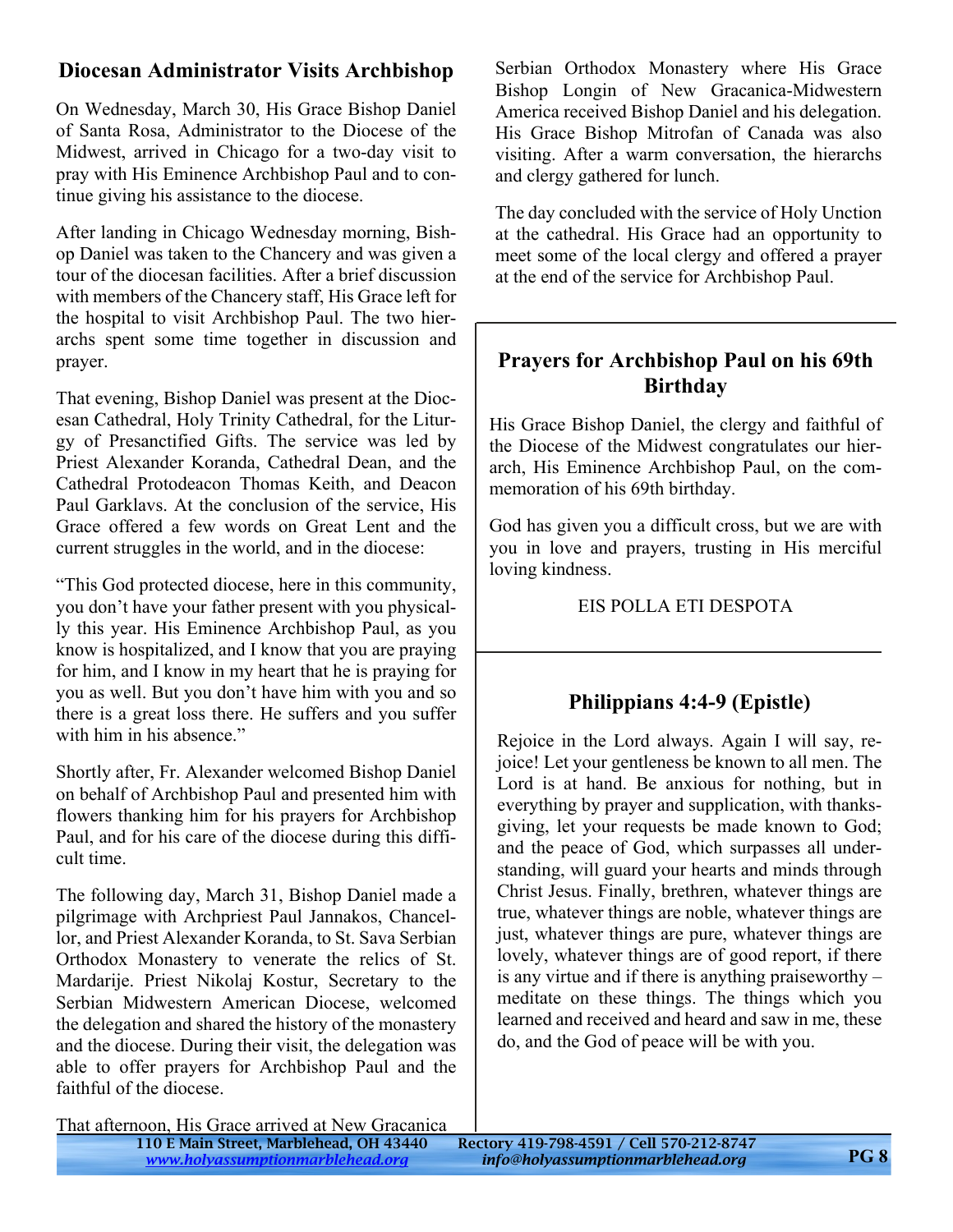## Diocesan Administrator Visits Archbishop

On Wednesday, March 30, His Grace Bishop Daniel of Santa Rosa, Administrator to the Diocese of the Midwest, arrived in Chicago for a two-day visit to pray with His Eminence Archbishop Paul and to continue giving his assistance to the diocese.

After landing in Chicago Wednesday morning, Bishop Daniel was taken to the Chancery and was given a tour of the diocesan facilities. After a brief discussion with members of the Chancery staff, His Grace left for the hospital to visit Archbishop Paul. The two hierarchs spent some time together in discussion and prayer.

That evening, Bishop Daniel was present at the Diocesan Cathedral, Holy Trinity Cathedral, for the Liturgy of Presanctified Gifts. The service was led by Priest Alexander Koranda, Cathedral Dean, and the Cathedral Protodeacon Thomas Keith, and Deacon Paul Garklavs. At the conclusion of the service, His Grace offered a few words on Great Lent and the current struggles in the world, and in the diocese:

"This God protected diocese, here in this community, you don't have your father present with you physically this year. His Eminence Archbishop Paul, as you know is hospitalized, and I know that you are praying for him, and I know in my heart that he is praying for you as well. But you don't have him with you and so there is a great loss there. He suffers and you suffer with him in his absence."

Shortly after, Fr. Alexander welcomed Bishop Daniel on behalf of Archbishop Paul and presented him with flowers thanking him for his prayers for Archbishop Paul, and for his care of the diocese during this difficult time.

The following day, March 31, Bishop Daniel made a pilgrimage with Archpriest Paul Jannakos, Chancellor, and Priest Alexander Koranda, to St. Sava Serbian Orthodox Monastery to venerate the relics of St. Mardarije. Priest Nikolaj Kostur, Secretary to the Serbian Midwestern American Diocese, welcomed the delegation and shared the history of the monastery and the diocese. During their visit, the delegation was able to offer prayers for Archbishop Paul and the faithful of the diocese.

That afternoon, His Grace arrived at New Gracanica Serbian Orthodox Monastery where His Grace Bishop Longin of New Gracanica-Midwestern America received Bishop Daniel and his delegation. His Grace Bishop Mitrofan of Canada was also visiting. After a warm conversation, the hierarchs and clergy gathered for lunch.

The day concluded with the service of Holy Unction at the cathedral. His Grace had an opportunity to meet some of the local clergy and offered a prayer at the end of the service for Archbishop Paul.

## Prayers for Archbishop Paul on his 69th Birthday

His Grace Bishop Daniel, the clergy and faithful of the Diocese of the Midwest congratulates our hierarch, His Eminence Archbishop Paul, on the commemoration of his 69th birthday.

God has given you a difficult cross, but we are with you in love and prayers, trusting in His merciful loving kindness.

EIS POLLA ETI DESPOTA

## Philippians 4:4-9 (Epistle)

Rejoice in the Lord always. Again I will say, rejoice! Let your gentleness be known to all men. The Lord is at hand. Be anxious for nothing, but in everything by prayer and supplication, with thanksgiving, let your requests be made known to God; and the peace of God, which surpasses all understanding, will guard your hearts and minds through Christ Jesus. Finally, brethren, whatever things are true, whatever things are noble, whatever things are just, whatever things are pure, whatever things are lovely, whatever things are of good report, if there is any virtue and if there is anything praiseworthy – meditate on these things. The things which you learned and received and heard and saw in me, these do, and the God of peace will be with you.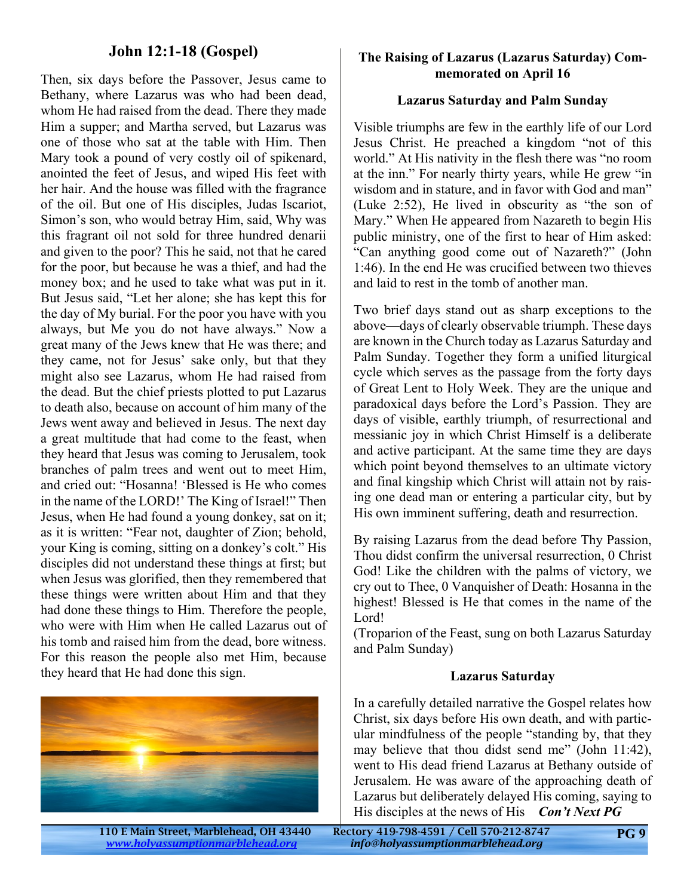## John 12:1-18 (Gospel)

Then, six days before the Passover, Jesus came to Bethany, where Lazarus was who had been dead, whom He had raised from the dead. There they made Him a supper; and Martha served, but Lazarus was one of those who sat at the table with Him. Then Mary took a pound of very costly oil of spikenard, anointed the feet of Jesus, and wiped His feet with her hair. And the house was filled with the fragrance of the oil. But one of His disciples, Judas Iscariot, Simon's son, who would betray Him, said, Why was this fragrant oil not sold for three hundred denarii and given to the poor? This he said, not that he cared for the poor, but because he was a thief, and had the money box; and he used to take what was put in it. But Jesus said, "Let her alone; she has kept this for the day of My burial. For the poor you have with you always, but Me you do not have always." Now a great many of the Jews knew that He was there; and they came, not for Jesus' sake only, but that they might also see Lazarus, whom He had raised from the dead. But the chief priests plotted to put Lazarus to death also, because on account of him many of the Jews went away and believed in Jesus. The next day a great multitude that had come to the feast, when they heard that Jesus was coming to Jerusalem, took branches of palm trees and went out to meet Him, and cried out: "Hosanna! 'Blessed is He who comes in the name of the LORD!' The King of Israel!" Then Jesus, when He had found a young donkey, sat on it; as it is written: "Fear not, daughter of Zion; behold, your King is coming, sitting on a donkey's colt." His disciples did not understand these things at first; but when Jesus was glorified, then they remembered that these things were written about Him and that they had done these things to Him. Therefore the people, who were with Him when He called Lazarus out of his tomb and raised him from the dead, bore witness. For this reason the people also met Him, because they heard that He had done this sign.

### The Raising of Lazarus (Lazarus Saturday) Commemorated on April 16

#### Lazarus Saturday and Palm Sunday

Visible triumphs are few in the earthly life of our Lord Jesus Christ. He preached a kingdom "not of this world." At His nativity in the flesh there was "no room at the inn." For nearly thirty years, while He grew "in wisdom and in stature, and in favor with God and man" (Luke 2:52), He lived in obscurity as "the son of Mary." When He appeared from Nazareth to begin His public ministry, one of the first to hear of Him asked: "Can anything good come out of Nazareth?" (John 1:46). In the end He was crucified between two thieves and laid to rest in the tomb of another man.

Two brief days stand out as sharp exceptions to the above—days of clearly observable triumph. These days are known in the Church today as Lazarus Saturday and Palm Sunday. Together they form a unified liturgical cycle which serves as the passage from the forty days of Great Lent to Holy Week. They are the unique and paradoxical days before the Lord's Passion. They are days of visible, earthly triumph, of resurrectional and messianic joy in which Christ Himself is a deliberate and active participant. At the same time they are days which point beyond themselves to an ultimate victory and final kingship which Christ will attain not by raising one dead man or entering a particular city, but by His own imminent suffering, death and resurrection.

By raising Lazarus from the dead before Thy Passion, Thou didst confirm the universal resurrection, 0 Christ God! Like the children with the palms of victory, we cry out to Thee, 0 Vanquisher of Death: Hosanna in the highest! Blessed is He that comes in the name of the Lord!
(Troparion of the Feast, sung on both Lazarus Saturday and Palm Sunday)

#### Lazarus Saturday

In a carefully detailed narrative the Gospel relates how Christ, six days before His own death, and with particular mindfulness of the people "standing by, that they may believe that thou didst send me" (John 11:42), went to His dead friend Lazarus at Bethany outside of Jerusalem. He was aware of the approaching death of Lazarus but deliberately delayed His coming, saying to His disciples at the news of His ***Con't Next PG***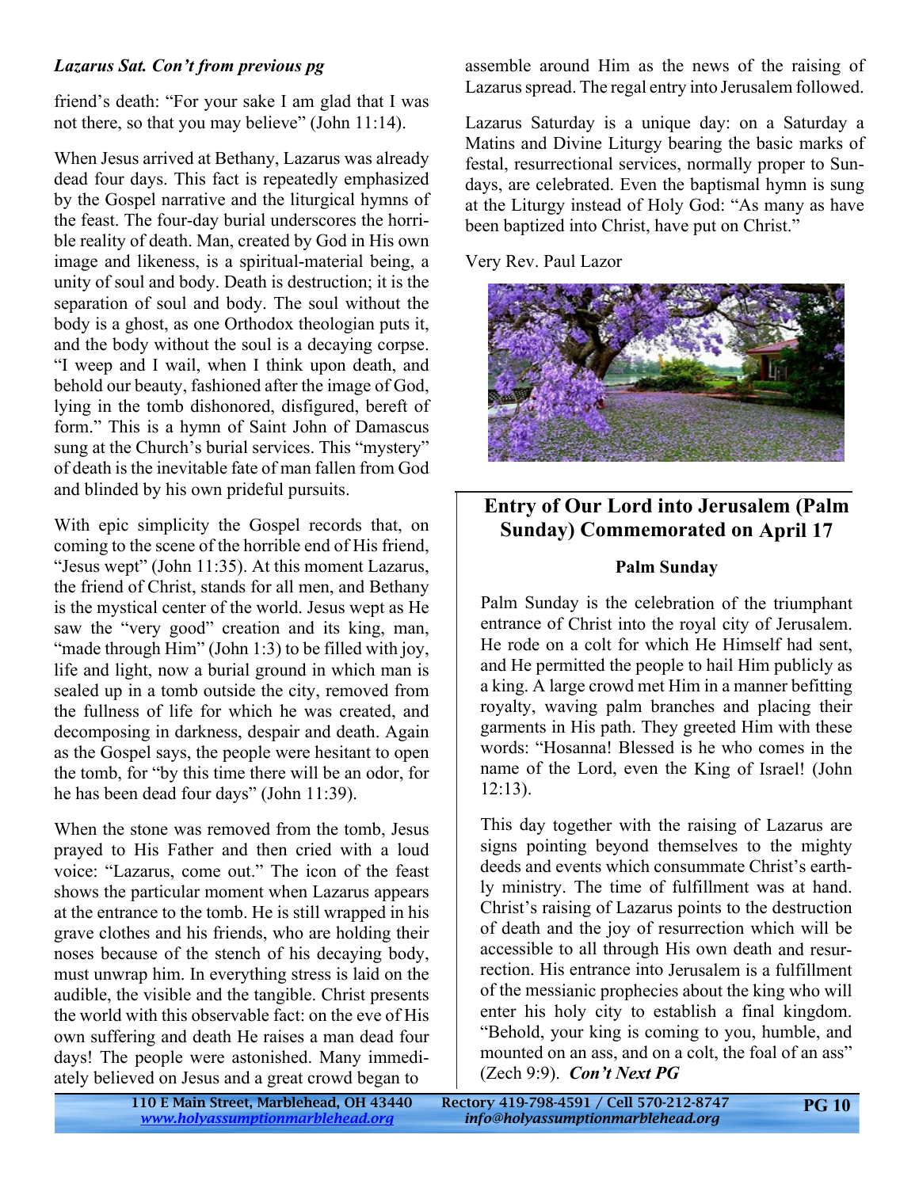***Lazarus Sat. Con't from previous pg***

friend's death: "For your sake I am glad that I was not there, so that you may believe" (John 11:14).

When Jesus arrived at Bethany, Lazarus was already dead four days. This fact is repeatedly emphasized by the Gospel narrative and the liturgical hymns of the feast. The four-day burial underscores the horrible reality of death. Man, created by God in His own image and likeness, is a spiritual-material being, a unity of soul and body. Death is destruction; it is the separation of soul and body. The soul without the body is a ghost, as one Orthodox theologian puts it, and the body without the soul is a decaying corpse. "I weep and I wail, when I think upon death, and behold our beauty, fashioned after the image of God, lying in the tomb dishonored, disfigured, bereft of form." This is a hymn of Saint John of Damascus sung at the Church's burial services. This "mystery" of death is the inevitable fate of man fallen from God and blinded by his own prideful pursuits.

With epic simplicity the Gospel records that, on coming to the scene of the horrible end of His friend, "Jesus wept" (John 11:35). At this moment Lazarus, the friend of Christ, stands for all men, and Bethany is the mystical center of the world. Jesus wept as He saw the "very good" creation and its king, man, "made through Him" (John 1:3) to be filled with joy, life and light, now a burial ground in which man is sealed up in a tomb outside the city, removed from the fullness of life for which he was created, and decomposing in darkness, despair and death. Again as the Gospel says, the people were hesitant to open the tomb, for "by this time there will be an odor, for he has been dead four days" (John 11:39).

When the stone was removed from the tomb, Jesus prayed to His Father and then cried with a loud voice: "Lazarus, come out." The icon of the feast shows the particular moment when Lazarus appears at the entrance to the tomb. He is still wrapped in his grave clothes and his friends, who are holding their noses because of the stench of his decaying body, must unwrap him. In everything stress is laid on the audible, the visible and the tangible. Christ presents the world with this observable fact: on the eve of His own suffering and death He raises a man dead four days! The people were astonished. Many immediately believed on Jesus and a great crowd began to assemble around Him as the news of the raising of Lazarus spread. The regal entry into Jerusalem followed.

Lazarus Saturday is a unique day: on a Saturday a Matins and Divine Liturgy bearing the basic marks of festal, resurrectional services, normally proper to Sundays, are celebrated. Even the baptismal hymn is sung at the Liturgy instead of Holy God: "As many as have been baptized into Christ, have put on Christ."

Very Rev. Paul Lazor

## Entry of Our Lord into Jerusalem (Palm Sunday) Commemorated on April 17

### Palm Sunday

Palm Sunday is the celebration of the triumphant entrance of Christ into the royal city of Jerusalem. He rode on a colt for which He Himself had sent, and He permitted the people to hail Him publicly as a king. A large crowd met Him in a manner befitting royalty, waving palm branches and placing their garments in His path. They greeted Him with these words: "Hosanna! Blessed is he who comes in the name of the Lord, even the King of Israel! (John 12:13).

This day together with the raising of Lazarus are signs pointing beyond themselves to the mighty deeds and events which consummate Christ's earthly ministry. The time of fulfillment was at hand. Christ's raising of Lazarus points to the destruction of death and the joy of resurrection which will be accessible to all through His own death and resurrection. His entrance into Jerusalem is a fulfillment of the messianic prophecies about the king who will enter his holy city to establish a final kingdom. "Behold, your king is coming to you, humble, and mounted on an ass, and on a colt, the foal of an ass" (Zech 9:9). ***Con't Next PG***

110 E Main Street, Marblehead, OH 43440 · www.holyassumptionmarblehead.org
Rectory 419-798-4591 / Cell 570-212-8747 · info@holyassumptionmarblehead.org